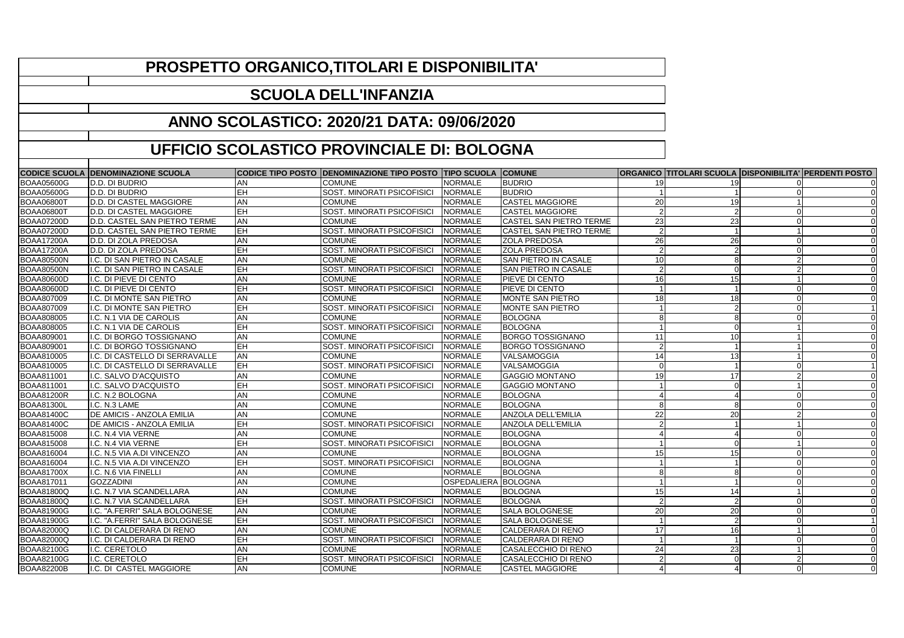# PROSPETTO ORGANICO,TITOLARI E DISPONIBILITA'

## SCUOLA DELL'INFANZIA

## ANNO SCOLASTICO: 2020/21 DATA: 09/06/2020

## UFFICIO SCOLASTICO PROVINCIALE DI: BOLOGNA

| CODICE SCUOLA | DENOMINAZIONE SCUOLA | CODICE TIPO POSTO | DENOMINAZIONE TIPO POSTO | TIPO SCUOLA | COMUNE | ORGANICO | TITOLARI SCUOLA | DISPONIBILITA' | PERDENTI POSTO |
|---|---|---|---|---|---|---|---|---|---|
| BOAA05600G | D.D. DI BUDRIO | AN | COMUNE | NORMALE | BUDRIO | 19 | 19 | 0 | 0 |
| BOAA05600G | D.D. DI BUDRIO | EH | SOST. MINORATI PSICOFISICI | NORMALE | BUDRIO | 1 | 1 | 0 | 0 |
| BOAA06800T | D.D. DI CASTEL MAGGIORE | AN | COMUNE | NORMALE | CASTEL MAGGIORE | 20 | 19 | 1 | 0 |
| BOAA06800T | D.D. DI CASTEL MAGGIORE | EH | SOST. MINORATI PSICOFISICI | NORMALE | CASTEL MAGGIORE | 2 | 2 | 0 | 0 |
| BOAA07200D | D.D. CASTEL SAN PIETRO TERME | AN | COMUNE | NORMALE | CASTEL SAN PIETRO TERME | 23 | 23 | 0 | 0 |
| BOAA07200D | D.D. CASTEL SAN PIETRO TERME | EH | SOST. MINORATI PSICOFISICI | NORMALE | CASTEL SAN PIETRO TERME | 2 | 1 | 1 | 0 |
| BOAA17200A | D.D. DI ZOLA PREDOSA | AN | COMUNE | NORMALE | ZOLA PREDOSA | 26 | 26 | 0 | 0 |
| BOAA17200A | D.D. DI ZOLA PREDOSA | EH | SOST. MINORATI PSICOFISICI | NORMALE | ZOLA PREDOSA | 2 | 2 | 0 | 0 |
| BOAA80500N | I.C. DI SAN PIETRO IN CASALE | AN | COMUNE | NORMALE | SAN PIETRO IN CASALE | 10 | 8 | 2 | 0 |
| BOAA80500N | I.C. DI SAN PIETRO IN CASALE | EH | SOST. MINORATI PSICOFISICI | NORMALE | SAN PIETRO IN CASALE | 2 | 0 | 2 | 0 |
| BOAA80600D | I.C. DI PIEVE DI CENTO | AN | COMUNE | NORMALE | PIEVE DI CENTO | 16 | 15 | 1 | 0 |
| BOAA80600D | I.C. DI PIEVE DI CENTO | EH | SOST. MINORATI PSICOFISICI | NORMALE | PIEVE DI CENTO | 1 | 1 | 0 | 0 |
| BOAA807009 | I.C. DI MONTE SAN PIETRO | AN | COMUNE | NORMALE | MONTE SAN PIETRO | 18 | 18 | 0 | 0 |
| BOAA807009 | I.C. DI MONTE SAN PIETRO | EH | SOST. MINORATI PSICOFISICI | NORMALE | MONTE SAN PIETRO | 1 | 2 | 0 | 1 |
| BOAA808005 | I.C. N.1 VIA DE CAROLIS | AN | COMUNE | NORMALE | BOLOGNA | 8 | 8 | 0 | 0 |
| BOAA808005 | I.C. N.1 VIA DE CAROLIS | EH | SOST. MINORATI PSICOFISICI | NORMALE | BOLOGNA | 1 | 0 | 1 | 0 |
| BOAA809001 | I.C. DI BORGO TOSSIGNANO | AN | COMUNE | NORMALE | BORGO TOSSIGNANO | 11 | 10 | 1 | 0 |
| BOAA809001 | I.C. DI BORGO TOSSIGNANO | EH | SOST. MINORATI PSICOFISICI | NORMALE | BORGO TOSSIGNANO | 2 | 1 | 1 | 0 |
| BOAA810005 | I.C. DI CASTELLO DI SERRAVALLE | AN | COMUNE | NORMALE | VALSAMOGGIA | 14 | 13 | 1 | 0 |
| BOAA810005 | I.C. DI CASTELLO DI SERRAVALLE | EH | SOST. MINORATI PSICOFISICI | NORMALE | VALSAMOGGIA | 0 | 1 | 0 | 1 |
| BOAA811001 | I.C. SALVO D'ACQUISTO | AN | COMUNE | NORMALE | GAGGIO MONTANO | 19 | 17 | 2 | 0 |
| BOAA811001 | I.C. SALVO D'ACQUISTO | EH | SOST. MINORATI PSICOFISICI | NORMALE | GAGGIO MONTANO | 1 | 0 | 1 | 0 |
| BOAA81200R | I.C. N.2 BOLOGNA | AN | COMUNE | NORMALE | BOLOGNA | 4 | 4 | 0 | 0 |
| BOAA81300L | I.C. N.3 LAME | AN | COMUNE | NORMALE | BOLOGNA | 8 | 8 | 0 | 0 |
| BOAA81400C | DE AMICIS - ANZOLA EMILIA | AN | COMUNE | NORMALE | ANZOLA DELL'EMILIA | 22 | 20 | 2 | 0 |
| BOAA81400C | DE AMICIS - ANZOLA EMILIA | EH | SOST. MINORATI PSICOFISICI | NORMALE | ANZOLA DELL'EMILIA | 2 | 1 | 1 | 0 |
| BOAA815008 | I.C. N.4 VIA VERNE | AN | COMUNE | NORMALE | BOLOGNA | 4 | 4 | 0 | 0 |
| BOAA815008 | I.C. N.4 VIA VERNE | EH | SOST. MINORATI PSICOFISICI | NORMALE | BOLOGNA | 1 | 0 | 1 | 0 |
| BOAA816004 | I.C. N.5 VIA A.DI VINCENZO | AN | COMUNE | NORMALE | BOLOGNA | 15 | 15 | 0 | 0 |
| BOAA816004 | I.C. N.5 VIA A.DI VINCENZO | EH | SOST. MINORATI PSICOFISICI | NORMALE | BOLOGNA | 1 | 1 | 0 | 0 |
| BOAA81700X | I.C. N.6 VIA FINELLI | AN | COMUNE | NORMALE | BOLOGNA | 8 | 8 | 0 | 0 |
| BOAA817011 | GOZZADINI | AN | COMUNE | OSPEDALIERA | BOLOGNA | 1 | 1 | 0 | 0 |
| BOAA81800Q | I.C. N.7 VIA SCANDELLARA | AN | COMUNE | NORMALE | BOLOGNA | 15 | 14 | 1 | 0 |
| BOAA81800Q | I.C. N.7 VIA SCANDELLARA | EH | SOST. MINORATI PSICOFISICI | NORMALE | BOLOGNA | 2 | 2 | 0 | 0 |
| BOAA81900G | I.C. "A.FERRI" SALA BOLOGNESE | AN | COMUNE | NORMALE | SALA BOLOGNESE | 20 | 20 | 0 | 0 |
| BOAA81900G | I.C. "A.FERRI" SALA BOLOGNESE | EH | SOST. MINORATI PSICOFISICI | NORMALE | SALA BOLOGNESE | 1 | 2 | 0 | 1 |
| BOAA82000Q | I.C. DI CALDERARA DI RENO | AN | COMUNE | NORMALE | CALDERARA DI RENO | 17 | 16 | 1 | 0 |
| BOAA82000Q | I.C. DI CALDERARA DI RENO | EH | SOST. MINORATI PSICOFISICI | NORMALE | CALDERARA DI RENO | 1 | 1 | 0 | 0 |
| BOAA82100G | I.C. CERETOLO | AN | COMUNE | NORMALE | CASALECCHIO DI RENO | 24 | 23 | 1 | 0 |
| BOAA82100G | I.C. CERETOLO | EH | SOST. MINORATI PSICOFISICI | NORMALE | CASALECCHIO DI RENO | 2 | 0 | 2 | 0 |
| BOAA82200B | I.C. DI CASTEL MAGGIORE | AN | COMUNE | NORMALE | CASTEL MAGGIORE | 4 | 4 | 0 | 0 |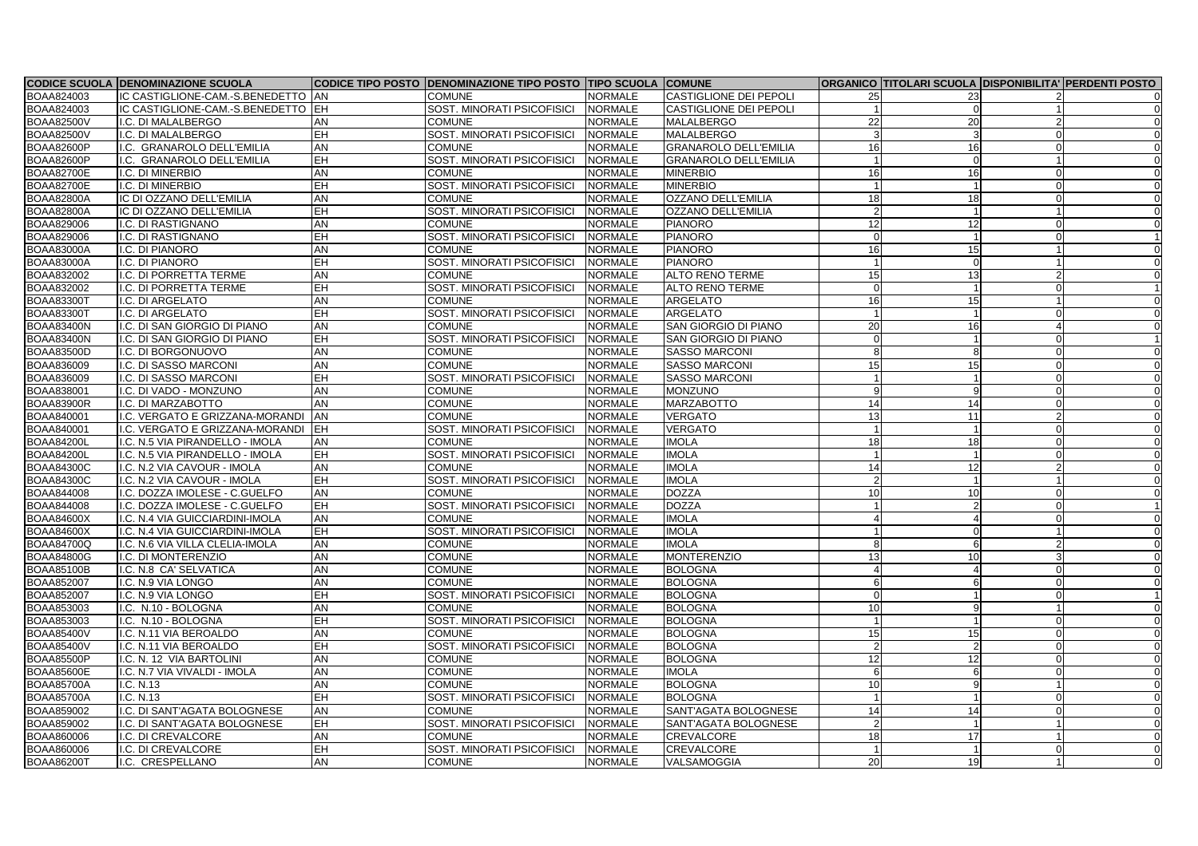| CODICE SCUOLA | DENOMINAZIONE SCUOLA | CODICE TIPO POSTO | DENOMINAZIONE TIPO POSTO | TIPO SCUOLA | COMUNE | ORGANICO | TITOLARI SCUOLA | DISPONIBILITA' | PERDENTI POSTO |
|---|---|---|---|---|---|---|---|---|---|
| BOAA824003 | IC CASTIGLIONE-CAM.-S.BENEDETTO | AN | COMUNE | NORMALE | CASTIGLIONE DEI PEPOLI | 25 | 23 | 2 | 0 |
| BOAA824003 | IC CASTIGLIONE-CAM.-S.BENEDETTO | EH | SOST. MINORATI PSICOFISICI | NORMALE | CASTIGLIONE DEI PEPOLI | 1 | 0 | 1 | 0 |
| BOAA82500V | I.C. DI MALALBERGO | AN | COMUNE | NORMALE | MALALBERGO | 22 | 20 | 2 | 0 |
| BOAA82500V | I.C. DI MALALBERGO | EH | SOST. MINORATI PSICOFISICI | NORMALE | MALALBERGO | 3 | 3 | 0 | 0 |
| BOAA82600P | I.C. GRANAROLO DELL'EMILIA | AN | COMUNE | NORMALE | GRANAROLO DELL'EMILIA | 16 | 16 | 0 | 0 |
| BOAA82600P | I.C. GRANAROLO DELL'EMILIA | EH | SOST. MINORATI PSICOFISICI | NORMALE | GRANAROLO DELL'EMILIA | 1 | 0 | 1 | 0 |
| BOAA82700E | I.C. DI MINERBIO | AN | COMUNE | NORMALE | MINERBIO | 16 | 16 | 0 | 0 |
| BOAA82700E | I.C. DI MINERBIO | EH | SOST. MINORATI PSICOFISICI | NORMALE | MINERBIO | 1 | 1 | 0 | 0 |
| BOAA82800A | IC DI OZZANO DELL'EMILIA | AN | COMUNE | NORMALE | OZZANO DELL'EMILIA | 18 | 18 | 0 | 0 |
| BOAA82800A | IC DI OZZANO DELL'EMILIA | EH | SOST. MINORATI PSICOFISICI | NORMALE | OZZANO DELL'EMILIA | 2 | 1 | 1 | 0 |
| BOAA829006 | I.C. DI RASTIGNANO | AN | COMUNE | NORMALE | PIANORO | 12 | 12 | 0 | 0 |
| BOAA829006 | I.C. DI RASTIGNANO | EH | SOST. MINORATI PSICOFISICI | NORMALE | PIANORO | 0 | 1 | 0 | 1 |
| BOAA83000A | I.C. DI PIANORO | AN | COMUNE | NORMALE | PIANORO | 16 | 15 | 1 | 0 |
| BOAA83000A | I.C. DI PIANORO | EH | SOST. MINORATI PSICOFISICI | NORMALE | PIANORO | 1 | 0 | 1 | 0 |
| BOAA832002 | I.C. DI PORRETTA TERME | AN | COMUNE | NORMALE | ALTO RENO TERME | 15 | 13 | 2 | 0 |
| BOAA832002 | I.C. DI PORRETTA TERME | EH | SOST. MINORATI PSICOFISICI | NORMALE | ALTO RENO TERME | 0 | 1 | 0 | 1 |
| BOAA83300T | I.C. DI ARGELATO | AN | COMUNE | NORMALE | ARGELATO | 16 | 15 | 1 | 0 |
| BOAA83300T | I.C. DI ARGELATO | EH | SOST. MINORATI PSICOFISICI | NORMALE | ARGELATO | 1 | 1 | 0 | 0 |
| BOAA83400N | I.C. DI SAN GIORGIO DI PIANO | AN | COMUNE | NORMALE | SAN GIORGIO DI PIANO | 20 | 16 | 4 | 0 |
| BOAA83400N | I.C. DI SAN GIORGIO DI PIANO | EH | SOST. MINORATI PSICOFISICI | NORMALE | SAN GIORGIO DI PIANO | 0 | 1 | 0 | 1 |
| BOAA83500D | I.C. DI BORGONUOVO | AN | COMUNE | NORMALE | SASSO MARCONI | 8 | 8 | 0 | 0 |
| BOAA836009 | I.C. DI SASSO MARCONI | AN | COMUNE | NORMALE | SASSO MARCONI | 15 | 15 | 0 | 0 |
| BOAA836009 | I.C. DI SASSO MARCONI | EH | SOST. MINORATI PSICOFISICI | NORMALE | SASSO MARCONI | 1 | 1 | 0 | 0 |
| BOAA838001 | I.C. DI VADO - MONZUNO | AN | COMUNE | NORMALE | MONZUNO | 9 | 9 | 0 | 0 |
| BOAA83900R | I.C. DI MARZABOTTO | AN | COMUNE | NORMALE | MARZABOTTO | 14 | 14 | 0 | 0 |
| BOAA840001 | I.C. VERGATO E GRIZZANA-MORANDI | AN | COMUNE | NORMALE | VERGATO | 13 | 11 | 2 | 0 |
| BOAA840001 | I.C. VERGATO E GRIZZANA-MORANDI | EH | SOST. MINORATI PSICOFISICI | NORMALE | VERGATO | 1 | 1 | 0 | 0 |
| BOAA84200L | I.C. N.5 VIA PIRANDELLO - IMOLA | AN | COMUNE | NORMALE | IMOLA | 18 | 18 | 0 | 0 |
| BOAA84200L | I.C. N.5 VIA PIRANDELLO - IMOLA | EH | SOST. MINORATI PSICOFISICI | NORMALE | IMOLA | 1 | 1 | 0 | 0 |
| BOAA84300C | I.C. N.2 VIA CAVOUR - IMOLA | AN | COMUNE | NORMALE | IMOLA | 14 | 12 | 2 | 0 |
| BOAA84300C | I.C. N.2 VIA CAVOUR - IMOLA | EH | SOST. MINORATI PSICOFISICI | NORMALE | IMOLA | 2 | 1 | 1 | 0 |
| BOAA844008 | I.C. DOZZA IMOLESE - C.GUELFO | AN | COMUNE | NORMALE | DOZZA | 10 | 10 | 0 | 0 |
| BOAA844008 | I.C. DOZZA IMOLESE - C.GUELFO | EH | SOST. MINORATI PSICOFISICI | NORMALE | DOZZA | 1 | 2 | 0 | 1 |
| BOAA84600X | I.C. N.4 VIA GUICCIARDINI-IMOLA | AN | COMUNE | NORMALE | IMOLA | 4 | 4 | 0 | 0 |
| BOAA84600X | I.C. N.4 VIA GUICCIARDINI-IMOLA | EH | SOST. MINORATI PSICOFISICI | NORMALE | IMOLA | 1 | 0 | 1 | 0 |
| BOAA84700Q | I.C. N.6 VIA VILLA CLELIA-IMOLA | AN | COMUNE | NORMALE | IMOLA | 8 | 6 | 2 | 0 |
| BOAA84800G | I.C. DI MONTERENZIO | AN | COMUNE | NORMALE | MONTERENZIO | 13 | 10 | 3 | 0 |
| BOAA85100B | I.C. N.8 CA' SELVATICA | AN | COMUNE | NORMALE | BOLOGNA | 4 | 4 | 0 | 0 |
| BOAA852007 | I.C. N.9 VIA LONGO | AN | COMUNE | NORMALE | BOLOGNA | 6 | 6 | 0 | 0 |
| BOAA852007 | I.C. N.9 VIA LONGO | EH | SOST. MINORATI PSICOFISICI | NORMALE | BOLOGNA | 0 | 1 | 0 | 1 |
| BOAA853003 | I.C. N.10 - BOLOGNA | AN | COMUNE | NORMALE | BOLOGNA | 10 | 9 | 1 | 0 |
| BOAA853003 | I.C. N.10 - BOLOGNA | EH | SOST. MINORATI PSICOFISICI | NORMALE | BOLOGNA | 1 | 1 | 0 | 0 |
| BOAA85400V | I.C. N.11 VIA BEROALDO | AN | COMUNE | NORMALE | BOLOGNA | 15 | 15 | 0 | 0 |
| BOAA85400V | I.C. N.11 VIA BEROALDO | EH | SOST. MINORATI PSICOFISICI | NORMALE | BOLOGNA | 2 | 2 | 0 | 0 |
| BOAA85500P | I.C. N. 12 VIA BARTOLINI | AN | COMUNE | NORMALE | BOLOGNA | 12 | 12 | 0 | 0 |
| BOAA85600E | I.C. N.7 VIA VIVALDI - IMOLA | AN | COMUNE | NORMALE | IMOLA | 6 | 6 | 0 | 0 |
| BOAA85700A | I.C. N.13 | AN | COMUNE | NORMALE | BOLOGNA | 10 | 9 | 1 | 0 |
| BOAA85700A | I.C. N.13 | EH | SOST. MINORATI PSICOFISICI | NORMALE | BOLOGNA | 1 | 1 | 0 | 0 |
| BOAA859002 | I.C. DI SANT'AGATA BOLOGNESE | AN | COMUNE | NORMALE | SANT'AGATA BOLOGNESE | 14 | 14 | 0 | 0 |
| BOAA859002 | I.C. DI SANT'AGATA BOLOGNESE | EH | SOST. MINORATI PSICOFISICI | NORMALE | SANT'AGATA BOLOGNESE | 2 | 1 | 1 | 0 |
| BOAA860006 | I.C. DI CREVALCORE | AN | COMUNE | NORMALE | CREVALCORE | 18 | 17 | 1 | 0 |
| BOAA860006 | I.C. DI CREVALCORE | EH | SOST. MINORATI PSICOFISICI | NORMALE | CREVALCORE | 1 | 1 | 0 | 0 |
| BOAA86200T | I.C. CRESPELLANO | AN | COMUNE | NORMALE | VALSAMOGGIA | 20 | 19 | 1 | 0 |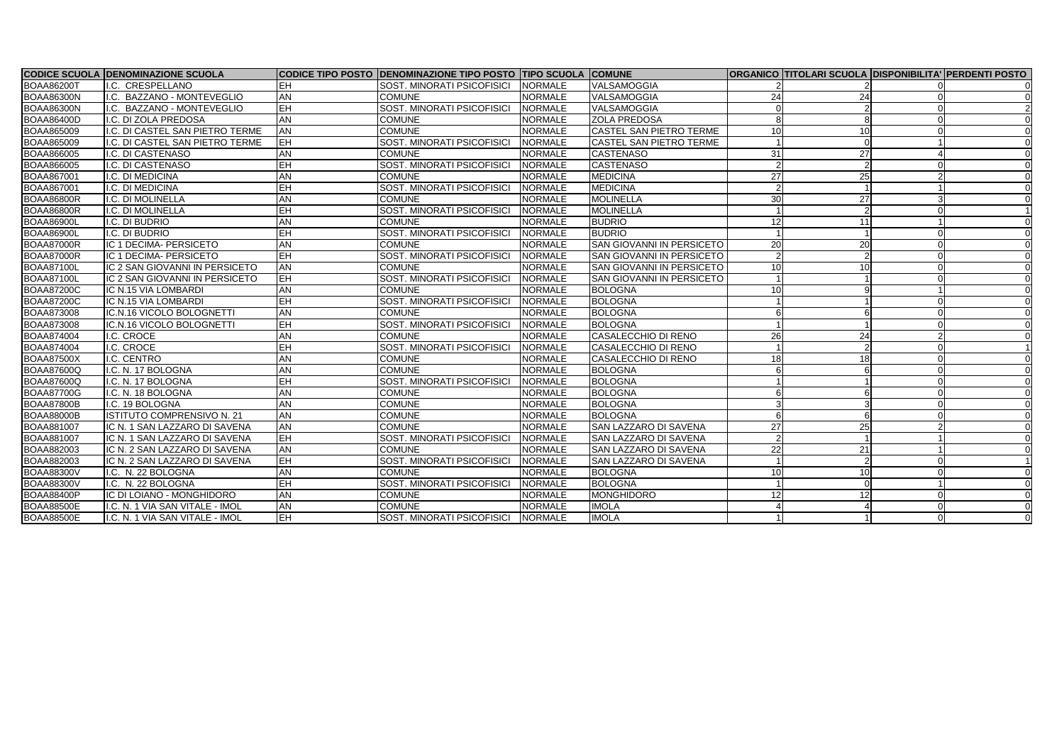| CODICE SCUOLA | DENOMINAZIONE SCUOLA | CODICE TIPO POSTO | DENOMINAZIONE TIPO POSTO | TIPO SCUOLA | COMUNE | ORGANICO | TITOLARI SCUOLA | DISPONIBILITA' | PERDENTI POSTO |
|---|---|---|---|---|---|---|---|---|---|
| BOAA86200T | I.C. CRESPELLANO | EH | SOST. MINORATI PSICOFISICI | NORMALE | VALSAMOGGIA | 2 | 2 | 0 | 0 |
| BOAA86300N | I.C. BAZZANO - MONTEVEGLIO | AN | COMUNE | NORMALE | VALSAMOGGIA | 24 | 24 | 0 | 0 |
| BOAA86300N | I.C. BAZZANO - MONTEVEGLIO | EH | SOST. MINORATI PSICOFISICI | NORMALE | VALSAMOGGIA | 0 | 2 | 0 | 2 |
| BOAA86400D | I.C. DI ZOLA PREDOSA | AN | COMUNE | NORMALE | ZOLA PREDOSA | 8 | 8 | 0 | 0 |
| BOAA865009 | I.C. DI CASTEL SAN PIETRO TERME | AN | COMUNE | NORMALE | CASTEL SAN PIETRO TERME | 10 | 10 | 0 | 0 |
| BOAA865009 | I.C. DI CASTEL SAN PIETRO TERME | EH | SOST. MINORATI PSICOFISICI | NORMALE | CASTEL SAN PIETRO TERME | 1 | 0 | 1 | 0 |
| BOAA866005 | I.C. DI CASTENASO | AN | COMUNE | NORMALE | CASTENASO | 31 | 27 | 4 | 0 |
| BOAA866005 | I.C. DI CASTENASO | EH | SOST. MINORATI PSICOFISICI | NORMALE | CASTENASO | 2 | 2 | 0 | 0 |
| BOAA867001 | I.C. DI MEDICINA | AN | COMUNE | NORMALE | MEDICINA | 27 | 25 | 2 | 0 |
| BOAA867001 | I.C. DI MEDICINA | EH | SOST. MINORATI PSICOFISICI | NORMALE | MEDICINA | 2 | 1 | 1 | 0 |
| BOAA86800R | I.C. DI MOLINELLA | AN | COMUNE | NORMALE | MOLINELLA | 30 | 27 | 3 | 0 |
| BOAA86800R | I.C. DI MOLINELLA | EH | SOST. MINORATI PSICOFISICI | NORMALE | MOLINELLA | 1 | 2 | 0 | 1 |
| BOAA86900L | I.C. DI BUDRIO | AN | COMUNE | NORMALE | BUDRIO | 12 | 11 | 1 | 0 |
| BOAA86900L | I.C. DI BUDRIO | EH | SOST. MINORATI PSICOFISICI | NORMALE | BUDRIO | 1 | 1 | 0 | 0 |
| BOAA87000R | IC 1 DECIMA- PERSICETO | AN | COMUNE | NORMALE | SAN GIOVANNI IN PERSICETO | 20 | 20 | 0 | 0 |
| BOAA87000R | IC 1 DECIMA- PERSICETO | EH | SOST. MINORATI PSICOFISICI | NORMALE | SAN GIOVANNI IN PERSICETO | 2 | 2 | 0 | 0 |
| BOAA87100L | IC 2 SAN GIOVANNI IN PERSICETO | AN | COMUNE | NORMALE | SAN GIOVANNI IN PERSICETO | 10 | 10 | 0 | 0 |
| BOAA87100L | IC 2 SAN GIOVANNI IN PERSICETO | EH | SOST. MINORATI PSICOFISICI | NORMALE | SAN GIOVANNI IN PERSICETO | 1 | 1 | 0 | 0 |
| BOAA87200C | IC N.15 VIA LOMBARDI | AN | COMUNE | NORMALE | BOLOGNA | 10 | 9 | 1 | 0 |
| BOAA87200C | IC N.15 VIA LOMBARDI | EH | SOST. MINORATI PSICOFISICI | NORMALE | BOLOGNA | 1 | 1 | 0 | 0 |
| BOAA873008 | IC.N.16 VICOLO BOLOGNETTI | AN | COMUNE | NORMALE | BOLOGNA | 6 | 6 | 0 | 0 |
| BOAA873008 | IC.N.16 VICOLO BOLOGNETTI | EH | SOST. MINORATI PSICOFISICI | NORMALE | BOLOGNA | 1 | 1 | 0 | 0 |
| BOAA874004 | I.C. CROCE | AN | COMUNE | NORMALE | CASALECCHIO DI RENO | 26 | 24 | 2 | 0 |
| BOAA874004 | I.C. CROCE | EH | SOST. MINORATI PSICOFISICI | NORMALE | CASALECCHIO DI RENO | 1 | 2 | 0 | 1 |
| BOAA87500X | I.C. CENTRO | AN | COMUNE | NORMALE | CASALECCHIO DI RENO | 18 | 18 | 0 | 0 |
| BOAA87600Q | I.C. N. 17 BOLOGNA | AN | COMUNE | NORMALE | BOLOGNA | 6 | 6 | 0 | 0 |
| BOAA87600Q | I.C. N. 17 BOLOGNA | EH | SOST. MINORATI PSICOFISICI | NORMALE | BOLOGNA | 1 | 1 | 0 | 0 |
| BOAA87700G | I.C. N. 18 BOLOGNA | AN | COMUNE | NORMALE | BOLOGNA | 6 | 6 | 0 | 0 |
| BOAA87800B | I.C. 19 BOLOGNA | AN | COMUNE | NORMALE | BOLOGNA | 3 | 3 | 0 | 0 |
| BOAA88000B | ISTITUTO COMPRENSIVO N. 21 | AN | COMUNE | NORMALE | BOLOGNA | 6 | 6 | 0 | 0 |
| BOAA881007 | IC N. 1 SAN LAZZARO DI SAVENA | AN | COMUNE | NORMALE | SAN LAZZARO DI SAVENA | 27 | 25 | 2 | 0 |
| BOAA881007 | IC N. 1 SAN LAZZARO DI SAVENA | EH | SOST. MINORATI PSICOFISICI | NORMALE | SAN LAZZARO DI SAVENA | 2 | 1 | 1 | 0 |
| BOAA882003 | IC N. 2 SAN LAZZARO DI SAVENA | AN | COMUNE | NORMALE | SAN LAZZARO DI SAVENA | 22 | 21 | 1 | 0 |
| BOAA882003 | IC N. 2 SAN LAZZARO DI SAVENA | EH | SOST. MINORATI PSICOFISICI | NORMALE | SAN LAZZARO DI SAVENA | 1 | 2 | 0 | 1 |
| BOAA88300V | I.C. N. 22 BOLOGNA | AN | COMUNE | NORMALE | BOLOGNA | 10 | 10 | 0 | 0 |
| BOAA88300V | I.C. N. 22 BOLOGNA | EH | SOST. MINORATI PSICOFISICI | NORMALE | BOLOGNA | 1 | 0 | 1 | 0 |
| BOAA88400P | IC DI LOIANO - MONGHIDORO | AN | COMUNE | NORMALE | MONGHIDORO | 12 | 12 | 0 | 0 |
| BOAA88500E | I.C. N. 1 VIA SAN VITALE - IMOL | AN | COMUNE | NORMALE | IMOLA | 4 | 4 | 0 | 0 |
| BOAA88500E | I.C. N. 1 VIA SAN VITALE - IMOL | EH | SOST. MINORATI PSICOFISICI | NORMALE | IMOLA | 1 | 1 | 0 | 0 |